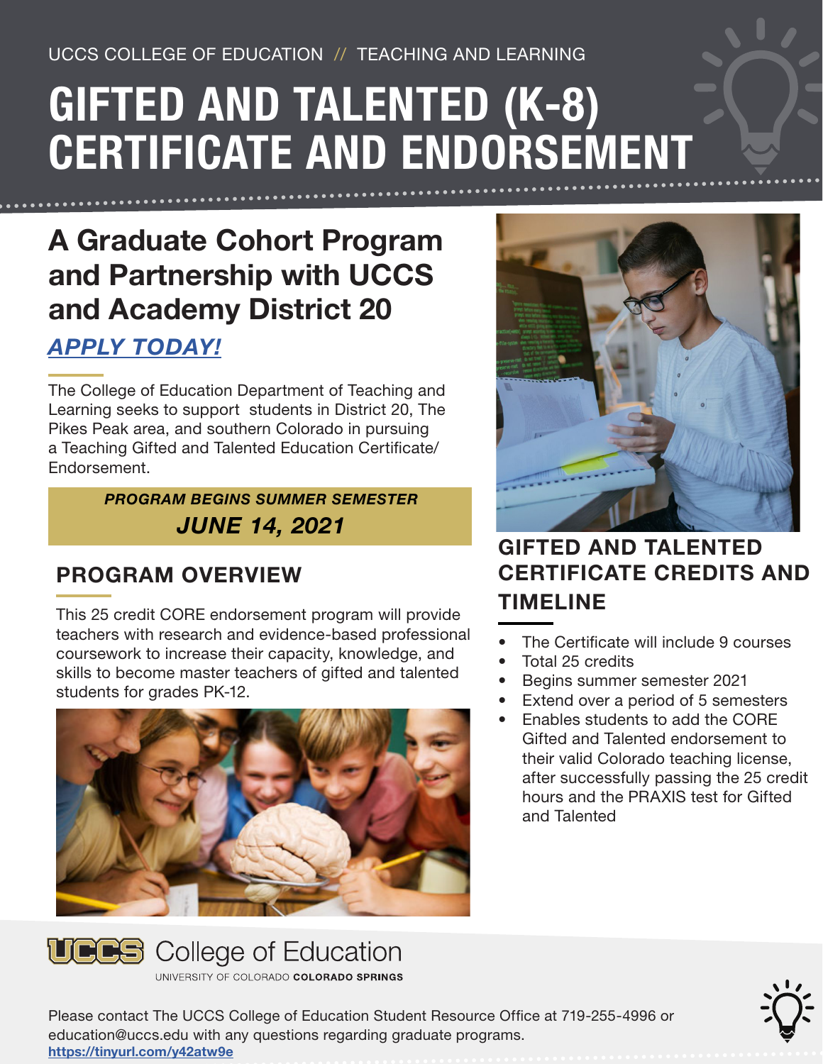UCCS COLLEGE OF EDUCATION // TEACHING AND LEARNING

# GIFTED AND TALENTED (K-8) CERTIFICATE AND ENDORSEMENT

## A Graduate Cohort Program and Partnership with UCCS and Academy District 20

***APPLY TODAY!***

The College of Education Department of Teaching and Learning seeks to support students in District 20, The Pikes Peak area, and southern Colorado in pursuing a Teaching Gifted and Talented Education Certificate/ Endorsement.

***PROGRAM BEGINS SUMMER SEMESTER***
***JUNE 14, 2021***

## PROGRAM OVERVIEW

This 25 credit CORE endorsement program will provide teachers with research and evidence-based professional coursework to increase their capacity, knowledge, and skills to become master teachers of gifted and talented students for grades PK-12.

## GIFTED AND TALENTED CERTIFICATE CREDITS AND TIMELINE

- The Certificate will include 9 courses
- Total 25 credits
- Begins summer semester 2021
- Extend over a period of 5 semesters
- Enables students to add the CORE Gifted and Talented endorsement to their valid Colorado teaching license, after successfully passing the 25 credit hours and the PRAXIS test for Gifted and Talented

UCCS College of Education
UNIVERSITY OF COLORADO **COLORADO SPRINGS**

Please contact The UCCS College of Education Student Resource Office at 719-255-4996 or education@uccs.edu with any questions regarding graduate programs.
**https://tinyurl.com/y42atw9e**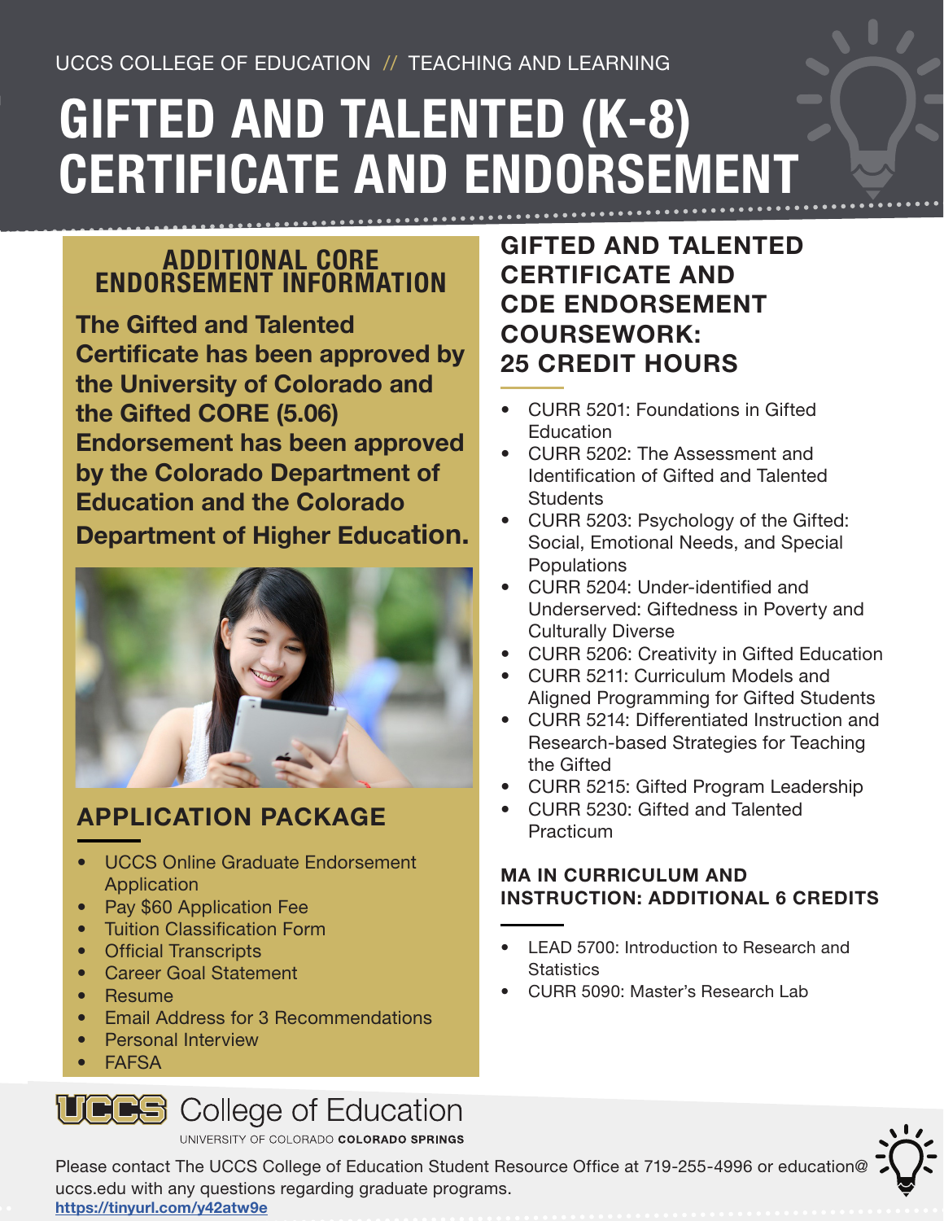UCCS COLLEGE OF EDUCATION // TEACHING AND LEARNING

# GIFTED AND TALENTED (K-8) CERTIFICATE AND ENDORSEMENT

## ADDITIONAL CORE ENDORSEMENT INFORMATION

**The Gifted and Talented Certificate has been approved by the University of Colorado and the Gifted CORE (5.06) Endorsement has been approved by the Colorado Department of Education and the Colorado Department of Higher Education.**

## APPLICATION PACKAGE

- UCCS Online Graduate Endorsement Application
- Pay $60 Application Fee
- Tuition Classification Form
- Official Transcripts
- Career Goal Statement
- Resume
- Email Address for 3 Recommendations
- Personal Interview
- FAFSA

## GIFTED AND TALENTED CERTIFICATE AND CDE ENDORSEMENT COURSEWORK: 25 CREDIT HOURS

- CURR 5201: Foundations in Gifted Education
- CURR 5202: The Assessment and Identification of Gifted and Talented Students
- CURR 5203: Psychology of the Gifted: Social, Emotional Needs, and Special Populations
- CURR 5204: Under-identified and Underserved: Giftedness in Poverty and Culturally Diverse
- CURR 5206: Creativity in Gifted Education
- CURR 5211: Curriculum Models and Aligned Programming for Gifted Students
- CURR 5214: Differentiated Instruction and Research-based Strategies for Teaching the Gifted
- CURR 5215: Gifted Program Leadership
- CURR 5230: Gifted and Talented Practicum

### MA IN CURRICULUM AND INSTRUCTION: ADDITIONAL 6 CREDITS

- LEAD 5700: Introduction to Research and Statistics
- CURR 5090: Master's Research Lab

UCCS College of Education
UNIVERSITY OF COLORADO COLORADO SPRINGS

Please contact The UCCS College of Education Student Resource Office at 719-255-4996 or education@uccs.edu with any questions regarding graduate programs.
https://tinyurl.com/y42atw9e